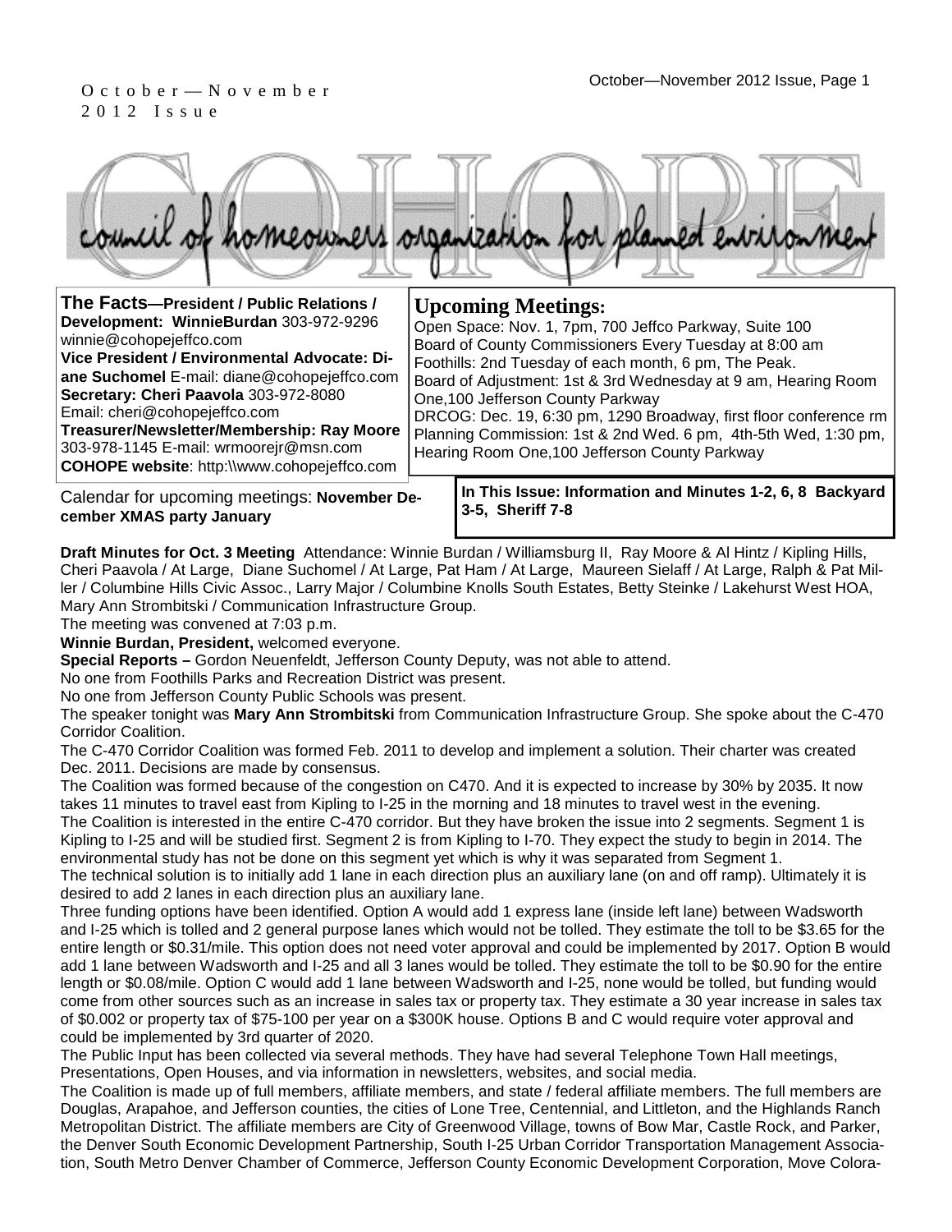October—November 2012 Issue

# COHOPE

## council of homeowners organization for planned environment

**The Facts—President / Public Relations / Development: WinnieBurdan** 303-972-9296 winnie@cohopejeffco.com
**Vice President / Environmental Advocate: Diane Suchomel** E-mail: diane@cohopejeffco.com
**Secretary: Cheri Paavola** 303-972-8080 Email: cheri@cohopejeffco.com
**Treasurer/Newsletter/Membership: Ray Moore** 303-978-1145 E-mail: wrmoorejr@msn.com
**COHOPE website**: http:\\www.cohopejeffco.com

## Upcoming Meetings:

Open Space: Nov. 1, 7pm, 700 Jeffco Parkway, Suite 100
Board of County Commissioners Every Tuesday at 8:00 am
Foothills: 2nd Tuesday of each month, 6 pm, The Peak.
Board of Adjustment: 1st & 3rd Wednesday at 9 am, Hearing Room One,100 Jefferson County Parkway
DRCOG: Dec. 19, 6:30 pm, 1290 Broadway, first floor conference rm
Planning Commission: 1st & 2nd Wed. 6 pm, 4th-5th Wed, 1:30 pm, Hearing Room One,100 Jefferson County Parkway

Calendar for upcoming meetings: **November December XMAS party January**

**In This Issue: Information and Minutes 1-2, 6, 8 Backyard 3-5, Sheriff 7-8**

**Draft Minutes for Oct. 3 Meeting** Attendance: Winnie Burdan / Williamsburg II, Ray Moore & Al Hintz / Kipling Hills, Cheri Paavola / At Large, Diane Suchomel / At Large, Pat Ham / At Large, Maureen Sielaff / At Large, Ralph & Pat Miller / Columbine Hills Civic Assoc., Larry Major / Columbine Knolls South Estates, Betty Steinke / Lakehurst West HOA, Mary Ann Strombitski / Communication Infrastructure Group.

The meeting was convened at 7:03 p.m.

**Winnie Burdan, President,** welcomed everyone.

**Special Reports –** Gordon Neuenfeldt, Jefferson County Deputy, was not able to attend.

No one from Foothills Parks and Recreation District was present.

No one from Jefferson County Public Schools was present.

The speaker tonight was **Mary Ann Strombitski** from Communication Infrastructure Group. She spoke about the C-470 Corridor Coalition.

The C-470 Corridor Coalition was formed Feb. 2011 to develop and implement a solution. Their charter was created Dec. 2011. Decisions are made by consensus.

The Coalition was formed because of the congestion on C470. And it is expected to increase by 30% by 2035. It now takes 11 minutes to travel east from Kipling to I-25 in the morning and 18 minutes to travel west in the evening.

The Coalition is interested in the entire C-470 corridor. But they have broken the issue into 2 segments. Segment 1 is Kipling to I-25 and will be studied first. Segment 2 is from Kipling to I-70. They expect the study to begin in 2014. The environmental study has not be done on this segment yet which is why it was separated from Segment 1.

The technical solution is to initially add 1 lane in each direction plus an auxiliary lane (on and off ramp). Ultimately it is desired to add 2 lanes in each direction plus an auxiliary lane.

Three funding options have been identified. Option A would add 1 express lane (inside left lane) between Wadsworth and I-25 which is tolled and 2 general purpose lanes which would not be tolled. They estimate the toll to be $3.65 for the entire length or $0.31/mile. This option does not need voter approval and could be implemented by 2017. Option B would add 1 lane between Wadsworth and I-25 and all 3 lanes would be tolled. They estimate the toll to be $0.90 for the entire length or $0.08/mile. Option C would add 1 lane between Wadsworth and I-25, none would be tolled, but funding would come from other sources such as an increase in sales tax or property tax. They estimate a 30 year increase in sales tax of $0.002 or property tax of $75-100 per year on a $300K house. Options B and C would require voter approval and could be implemented by 3rd quarter of 2020.

The Public Input has been collected via several methods. They have had several Telephone Town Hall meetings, Presentations, Open Houses, and via information in newsletters, websites, and social media.

The Coalition is made up of full members, affiliate members, and state / federal affiliate members. The full members are Douglas, Arapahoe, and Jefferson counties, the cities of Lone Tree, Centennial, and Littleton, and the Highlands Ranch Metropolitan District. The affiliate members are City of Greenwood Village, towns of Bow Mar, Castle Rock, and Parker, the Denver South Economic Development Partnership, South I-25 Urban Corridor Transportation Management Association, South Metro Denver Chamber of Commerce, Jefferson County Economic Development Corporation, Move Colora-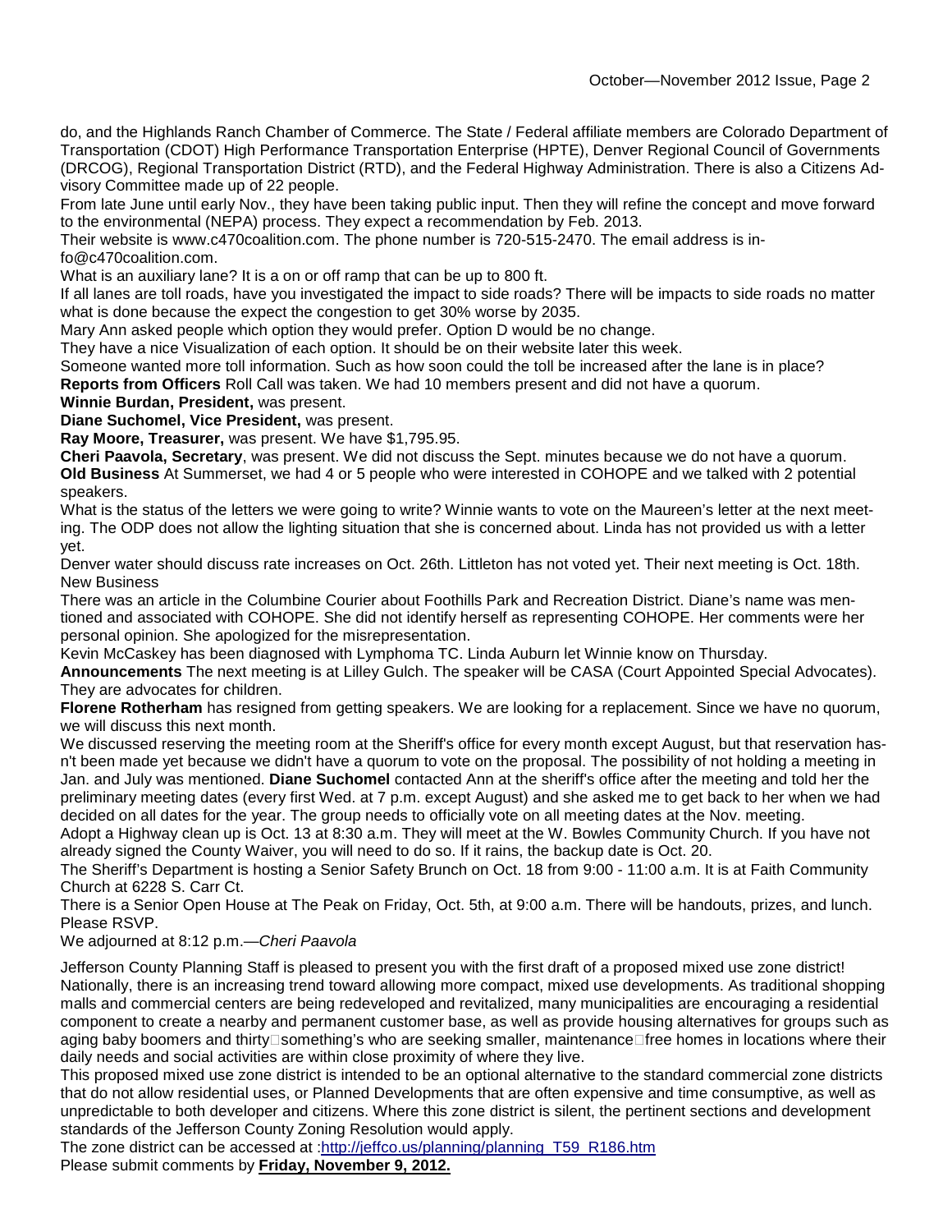do, and the Highlands Ranch Chamber of Commerce. The State / Federal affiliate members are Colorado Department of Transportation (CDOT) High Performance Transportation Enterprise (HPTE), Denver Regional Council of Governments (DRCOG), Regional Transportation District (RTD), and the Federal Highway Administration. There is also a Citizens Advisory Committee made up of 22 people.

From late June until early Nov., they have been taking public input. Then they will refine the concept and move forward to the environmental (NEPA) process. They expect a recommendation by Feb. 2013.

Their website is www.c470coalition.com. The phone number is 720-515-2470. The email address is info@c470coalition.com.

What is an auxiliary lane? It is a on or off ramp that can be up to 800 ft.

If all lanes are toll roads, have you investigated the impact to side roads? There will be impacts to side roads no matter what is done because the expect the congestion to get 30% worse by 2035.

Mary Ann asked people which option they would prefer. Option D would be no change.

They have a nice Visualization of each option. It should be on their website later this week.

Someone wanted more toll information. Such as how soon could the toll be increased after the lane is in place?

**Reports from Officers** Roll Call was taken. We had 10 members present and did not have a quorum.

**Winnie Burdan, President,** was present.

**Diane Suchomel, Vice President,** was present.

**Ray Moore, Treasurer,** was present. We have $1,795.95.

**Cheri Paavola, Secretary**, was present. We did not discuss the Sept. minutes because we do not have a quorum.

**Old Business** At Summerset, we had 4 or 5 people who were interested in COHOPE and we talked with 2 potential speakers.

What is the status of the letters we were going to write? Winnie wants to vote on the Maureen's letter at the next meeting. The ODP does not allow the lighting situation that she is concerned about. Linda has not provided us with a letter yet.

Denver water should discuss rate increases on Oct. 26th. Littleton has not voted yet. Their next meeting is Oct. 18th.

New Business

There was an article in the Columbine Courier about Foothills Park and Recreation District. Diane's name was mentioned and associated with COHOPE. She did not identify herself as representing COHOPE. Her comments were her personal opinion. She apologized for the misrepresentation.

Kevin McCaskey has been diagnosed with Lymphoma TC. Linda Auburn let Winnie know on Thursday.

**Announcements** The next meeting is at Lilley Gulch. The speaker will be CASA (Court Appointed Special Advocates). They are advocates for children.

**Florene Rotherham** has resigned from getting speakers. We are looking for a replacement. Since we have no quorum, we will discuss this next month.

We discussed reserving the meeting room at the Sheriff's office for every month except August, but that reservation hasn't been made yet because we didn't have a quorum to vote on the proposal. The possibility of not holding a meeting in Jan. and July was mentioned. **Diane Suchomel** contacted Ann at the sheriff's office after the meeting and told her the preliminary meeting dates (every first Wed. at 7 p.m. except August) and she asked me to get back to her when we had decided on all dates for the year. The group needs to officially vote on all meeting dates at the Nov. meeting.

Adopt a Highway clean up is Oct. 13 at 8:30 a.m. They will meet at the W. Bowles Community Church. If you have not already signed the County Waiver, you will need to do so. If it rains, the backup date is Oct. 20.

The Sheriff's Department is hosting a Senior Safety Brunch on Oct. 18 from 9:00 - 11:00 a.m. It is at Faith Community Church at 6228 S. Carr Ct.

There is a Senior Open House at The Peak on Friday, Oct. 5th, at 9:00 a.m. There will be handouts, prizes, and lunch. Please RSVP.

We adjourned at 8:12 p.m.—*Cheri Paavola*

Jefferson County Planning Staff is pleased to present you with the first draft of a proposed mixed use zone district! Nationally, there is an increasing trend toward allowing more compact, mixed use developments. As traditional shopping malls and commercial centers are being redeveloped and revitalized, many municipalities are encouraging a residential component to create a nearby and permanent customer base, as well as provide housing alternatives for groups such as aging baby boomers and thirty-something's who are seeking smaller, maintenance-free homes in locations where their daily needs and social activities are within close proximity of where they live.

This proposed mixed use zone district is intended to be an optional alternative to the standard commercial zone districts that do not allow residential uses, or Planned Developments that are often expensive and time consumptive, as well as unpredictable to both developer and citizens. Where this zone district is silent, the pertinent sections and development standards of the Jefferson County Zoning Resolution would apply.

The zone district can be accessed at :http://jeffco.us/planning/planning_T59_R186.htm

Please submit comments by **Friday, November 9, 2012.**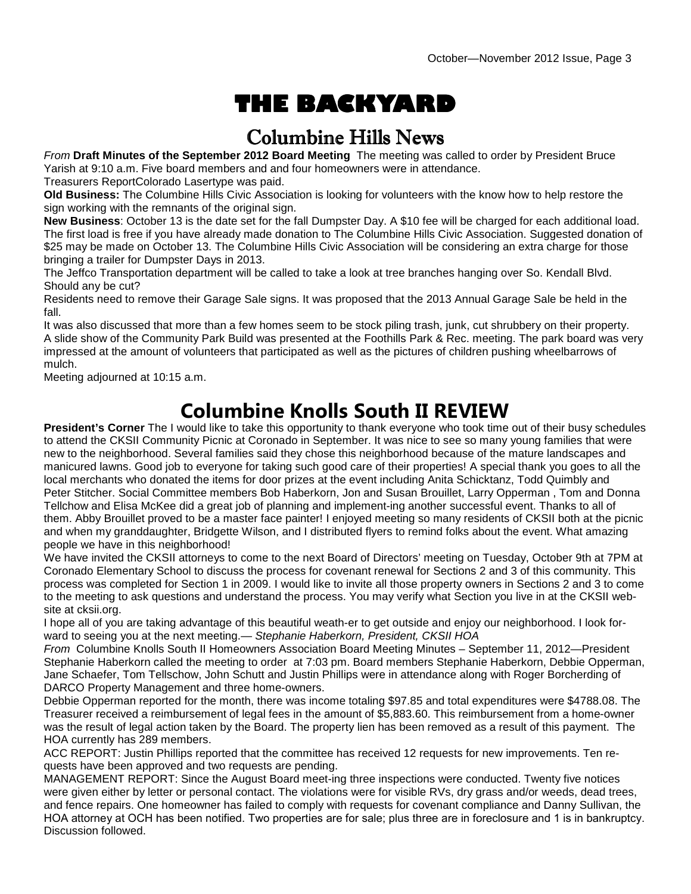# THE BACKYARD

## Columbine Hills News

*From* **Draft Minutes of the September 2012 Board Meeting** The meeting was called to order by President Bruce Yarish at 9:10 a.m. Five board members and and four homeowners were in attendance.

Treasurers ReportColorado Lasertype was paid.

**Old Business:** The Columbine Hills Civic Association is looking for volunteers with the know how to help restore the sign working with the remnants of the original sign.

**New Business**: October 13 is the date set for the fall Dumpster Day. A $10 fee will be charged for each additional load. The first load is free if you have already made donation to The Columbine Hills Civic Association. Suggested donation of $25 may be made on October 13. The Columbine Hills Civic Association will be considering an extra charge for those bringing a trailer for Dumpster Days in 2013.

The Jeffco Transportation department will be called to take a look at tree branches hanging over So. Kendall Blvd. Should any be cut?

Residents need to remove their Garage Sale signs. It was proposed that the 2013 Annual Garage Sale be held in the fall.

It was also discussed that more than a few homes seem to be stock piling trash, junk, cut shrubbery on their property.

A slide show of the Community Park Build was presented at the Foothills Park & Rec. meeting. The park board was very impressed at the amount of volunteers that participated as well as the pictures of children pushing wheelbarrows of mulch.

Meeting adjourned at 10:15 a.m.

## Columbine Knolls South II REVIEW

**President's Corner** The I would like to take this opportunity to thank everyone who took time out of their busy schedules to attend the CKSII Community Picnic at Coronado in September. It was nice to see so many young families that were new to the neighborhood. Several families said they chose this neighborhood because of the mature landscapes and manicured lawns. Good job to everyone for taking such good care of their properties! A special thank you goes to all the local merchants who donated the items for door prizes at the event including Anita Schicktanz, Todd Quimbly and Peter Stitcher. Social Committee members Bob Haberkorn, Jon and Susan Brouillet, Larry Opperman , Tom and Donna Tellchow and Elisa McKee did a great job of planning and implement-ing another successful event. Thanks to all of them. Abby Brouillet proved to be a master face painter! I enjoyed meeting so many residents of CKSII both at the picnic and when my granddaughter, Bridgette Wilson, and I distributed flyers to remind folks about the event. What amazing people we have in this neighborhood!

We have invited the CKSII attorneys to come to the next Board of Directors' meeting on Tuesday, October 9th at 7PM at Coronado Elementary School to discuss the process for covenant renewal for Sections 2 and 3 of this community. This process was completed for Section 1 in 2009. I would like to invite all those property owners in Sections 2 and 3 to come to the meeting to ask questions and understand the process. You may verify what Section you live in at the CKSII web-site at cksii.org.

I hope all of you are taking advantage of this beautiful weath-er to get outside and enjoy our neighborhood. I look for-ward to seeing you at the next meeting.— *Stephanie Haberkorn, President, CKSII HOA*

*From* Columbine Knolls South II Homeowners Association Board Meeting Minutes – September 11, 2012—President Stephanie Haberkorn called the meeting to order at 7:03 pm. Board members Stephanie Haberkorn, Debbie Opperman, Jane Schaefer, Tom Tellschow, John Schutt and Justin Phillips were in attendance along with Roger Borcherding of DARCO Property Management and three home-owners.

Debbie Opperman reported for the month, there was income totaling $97.85 and total expenditures were $4788.08. The Treasurer received a reimbursement of legal fees in the amount of $5,883.60. This reimbursement from a home-owner was the result of legal action taken by the Board. The property lien has been removed as a result of this payment. The HOA currently has 289 members.

ACC REPORT: Justin Phillips reported that the committee has received 12 requests for new improvements. Ten re-quests have been approved and two requests are pending.

MANAGEMENT REPORT: Since the August Board meet-ing three inspections were conducted. Twenty five notices were given either by letter or personal contact. The violations were for visible RVs, dry grass and/or weeds, dead trees, and fence repairs. One homeowner has failed to comply with requests for covenant compliance and Danny Sullivan, the HOA attorney at OCH has been notified. Two properties are for sale; plus three are in foreclosure and 1 is in bankruptcy. Discussion followed.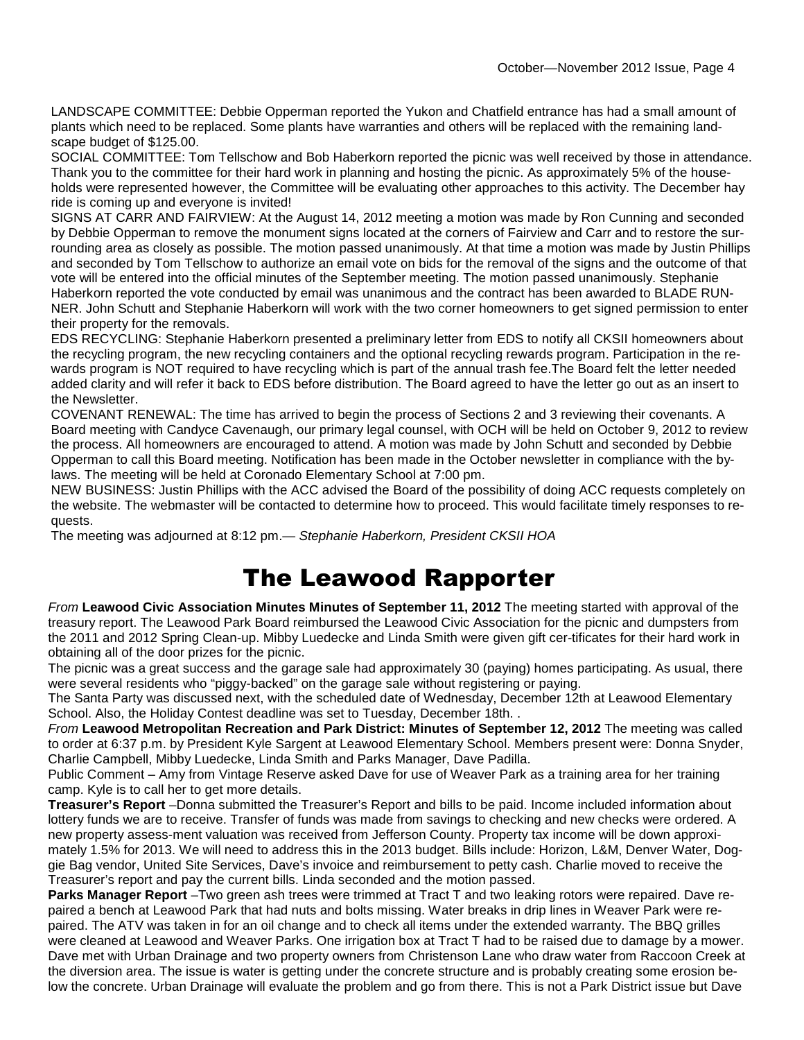LANDSCAPE COMMITTEE: Debbie Opperman reported the Yukon and Chatfield entrance has had a small amount of plants which need to be replaced. Some plants have warranties and others will be replaced with the remaining landscape budget of $125.00.

SOCIAL COMMITTEE: Tom Tellschow and Bob Haberkorn reported the picnic was well received by those in attendance. Thank you to the committee for their hard work in planning and hosting the picnic. As approximately 5% of the households were represented however, the Committee will be evaluating other approaches to this activity. The December hay ride is coming up and everyone is invited!

SIGNS AT CARR AND FAIRVIEW: At the August 14, 2012 meeting a motion was made by Ron Cunning and seconded by Debbie Opperman to remove the monument signs located at the corners of Fairview and Carr and to restore the surrounding area as closely as possible. The motion passed unanimously. At that time a motion was made by Justin Phillips and seconded by Tom Tellschow to authorize an email vote on bids for the removal of the signs and the outcome of that vote will be entered into the official minutes of the September meeting. The motion passed unanimously. Stephanie Haberkorn reported the vote conducted by email was unanimous and the contract has been awarded to BLADE RUNNER. John Schutt and Stephanie Haberkorn will work with the two corner homeowners to get signed permission to enter their property for the removals.

EDS RECYCLING: Stephanie Haberkorn presented a preliminary letter from EDS to notify all CKSII homeowners about the recycling program, the new recycling containers and the optional recycling rewards program. Participation in the rewards program is NOT required to have recycling which is part of the annual trash fee.The Board felt the letter needed added clarity and will refer it back to EDS before distribution. The Board agreed to have the letter go out as an insert to the Newsletter.

COVENANT RENEWAL: The time has arrived to begin the process of Sections 2 and 3 reviewing their covenants. A Board meeting with Candyce Cavenaugh, our primary legal counsel, with OCH will be held on October 9, 2012 to review the process. All homeowners are encouraged to attend. A motion was made by John Schutt and seconded by Debbie Opperman to call this Board meeting. Notification has been made in the October newsletter in compliance with the bylaws. The meeting will be held at Coronado Elementary School at 7:00 pm.

NEW BUSINESS: Justin Phillips with the ACC advised the Board of the possibility of doing ACC requests completely on the website. The webmaster will be contacted to determine how to proceed. This would facilitate timely responses to requests.

The meeting was adjourned at 8:12 pm.— *Stephanie Haberkorn, President CKSII HOA*

# The Leawood Rapporter

*From* **Leawood Civic Association Minutes Minutes of September 11, 2012** The meeting started with approval of the treasury report. The Leawood Park Board reimbursed the Leawood Civic Association for the picnic and dumpsters from the 2011 and 2012 Spring Clean-up. Mibby Luedecke and Linda Smith were given gift cer-tificates for their hard work in obtaining all of the door prizes for the picnic.

The picnic was a great success and the garage sale had approximately 30 (paying) homes participating. As usual, there were several residents who "piggy-backed" on the garage sale without registering or paying.

The Santa Party was discussed next, with the scheduled date of Wednesday, December 12th at Leawood Elementary School. Also, the Holiday Contest deadline was set to Tuesday, December 18th. .

*From* **Leawood Metropolitan Recreation and Park District: Minutes of September 12, 2012** The meeting was called to order at 6:37 p.m. by President Kyle Sargent at Leawood Elementary School. Members present were: Donna Snyder, Charlie Campbell, Mibby Luedecke, Linda Smith and Parks Manager, Dave Padilla.

Public Comment – Amy from Vintage Reserve asked Dave for use of Weaver Park as a training area for her training camp. Kyle is to call her to get more details.

**Treasurer's Report** –Donna submitted the Treasurer's Report and bills to be paid. Income included information about lottery funds we are to receive. Transfer of funds was made from savings to checking and new checks were ordered. A new property assess-ment valuation was received from Jefferson County. Property tax income will be down approximately 1.5% for 2013. We will need to address this in the 2013 budget. Bills include: Horizon, L&M, Denver Water, Doggie Bag vendor, United Site Services, Dave's invoice and reimbursement to petty cash. Charlie moved to receive the Treasurer's report and pay the current bills. Linda seconded and the motion passed.

**Parks Manager Report** –Two green ash trees were trimmed at Tract T and two leaking rotors were repaired. Dave repaired a bench at Leawood Park that had nuts and bolts missing. Water breaks in drip lines in Weaver Park were repaired. The ATV was taken in for an oil change and to check all items under the extended warranty. The BBQ grilles were cleaned at Leawood and Weaver Parks. One irrigation box at Tract T had to be raised due to damage by a mower. Dave met with Urban Drainage and two property owners from Christenson Lane who draw water from Raccoon Creek at the diversion area. The issue is water is getting under the concrete structure and is probably creating some erosion below the concrete. Urban Drainage will evaluate the problem and go from there. This is not a Park District issue but Dave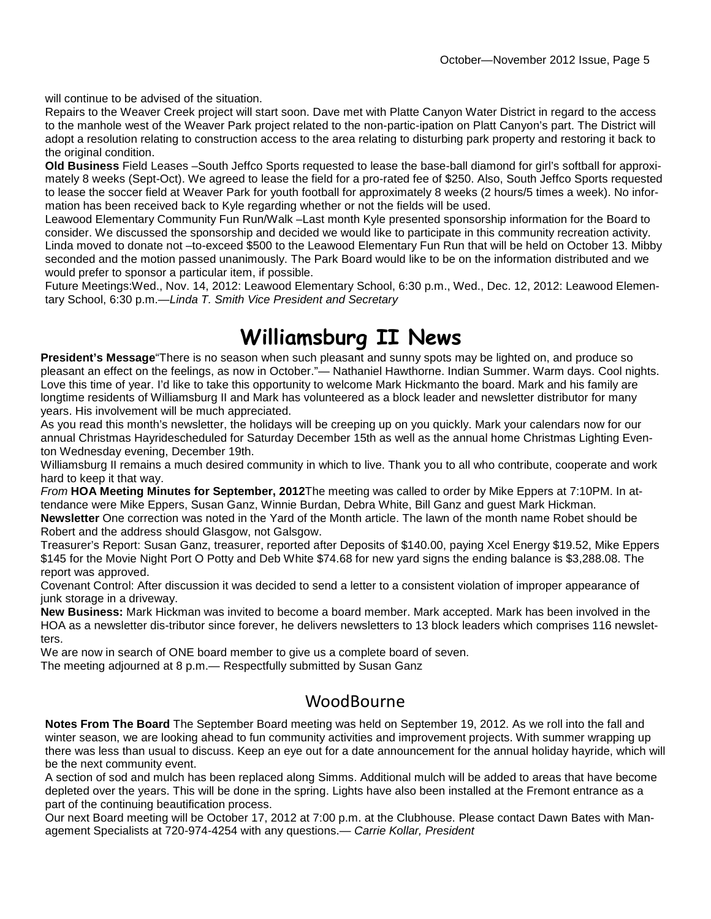will continue to be advised of the situation.

Repairs to the Weaver Creek project will start soon. Dave met with Platte Canyon Water District in regard to the access to the manhole west of the Weaver Park project related to the non-partic-ipation on Platt Canyon's part. The District will adopt a resolution relating to construction access to the area relating to disturbing park property and restoring it back to the original condition.

**Old Business** Field Leases –South Jeffco Sports requested to lease the base-ball diamond for girl's softball for approxi-mately 8 weeks (Sept-Oct). We agreed to lease the field for a pro-rated fee of $250. Also, South Jeffco Sports requested to lease the soccer field at Weaver Park for youth football for approximately 8 weeks (2 hours/5 times a week). No infor-mation has been received back to Kyle regarding whether or not the fields will be used.

Leawood Elementary Community Fun Run/Walk –Last month Kyle presented sponsorship information for the Board to consider. We discussed the sponsorship and decided we would like to participate in this community recreation activity. Linda moved to donate not –to-exceed $500 to the Leawood Elementary Fun Run that will be held on October 13. Mibby seconded and the motion passed unanimously. The Park Board would like to be on the information distributed and we would prefer to sponsor a particular item, if possible.

Future Meetings:Wed., Nov. 14, 2012: Leawood Elementary School, 6:30 p.m., Wed., Dec. 12, 2012: Leawood Elemen-tary School, 6:30 p.m.—*Linda T. Smith Vice President and Secretary*

# Williamsburg II News

**President's Message**"There is no season when such pleasant and sunny spots may be lighted on, and produce so pleasant an effect on the feelings, as now in October."— Nathaniel Hawthorne. Indian Summer. Warm days. Cool nights. Love this time of year. I'd like to take this opportunity to welcome Mark Hickmanto the board. Mark and his family are longtime residents of Williamsburg II and Mark has volunteered as a block leader and newsletter distributor for many years. His involvement will be much appreciated.

As you read this month's newsletter, the holidays will be creeping up on you quickly. Mark your calendars now for our annual Christmas Hayridescheduled for Saturday December 15th as well as the annual home Christmas Lighting Even-ton Wednesday evening, December 19th.

Williamsburg II remains a much desired community in which to live. Thank you to all who contribute, cooperate and work hard to keep it that way.

*From* **HOA Meeting Minutes for September, 2012**The meeting was called to order by Mike Eppers at 7:10PM. In at-tendance were Mike Eppers, Susan Ganz, Winnie Burdan, Debra White, Bill Ganz and guest Mark Hickman.

**Newsletter** One correction was noted in the Yard of the Month article. The lawn of the month name Robet should be Robert and the address should Glasgow, not Galsgow.

Treasurer's Report: Susan Ganz, treasurer, reported after Deposits of $140.00, paying Xcel Energy $19.52, Mike Eppers $145 for the Movie Night Port O Potty and Deb White $74.68 for new yard signs the ending balance is $3,288.08. The report was approved.

Covenant Control: After discussion it was decided to send a letter to a consistent violation of improper appearance of junk storage in a driveway.

**New Business:** Mark Hickman was invited to become a board member. Mark accepted. Mark has been involved in the HOA as a newsletter dis-tributor since forever, he delivers newsletters to 13 block leaders which comprises 116 newslet-ters.

We are now in search of ONE board member to give us a complete board of seven.

The meeting adjourned at 8 p.m.— Respectfully submitted by Susan Ganz

## WoodBourne

**Notes From The Board** The September Board meeting was held on September 19, 2012. As we roll into the fall and winter season, we are looking ahead to fun community activities and improvement projects. With summer wrapping up there was less than usual to discuss. Keep an eye out for a date announcement for the annual holiday hayride, which will be the next community event.

A section of sod and mulch has been replaced along Simms. Additional mulch will be added to areas that have become depleted over the years. This will be done in the spring. Lights have also been installed at the Fremont entrance as a part of the continuing beautification process.

Our next Board meeting will be October 17, 2012 at 7:00 p.m. at the Clubhouse. Please contact Dawn Bates with Man-agement Specialists at 720-974-4254 with any questions.— *Carrie Kollar, President*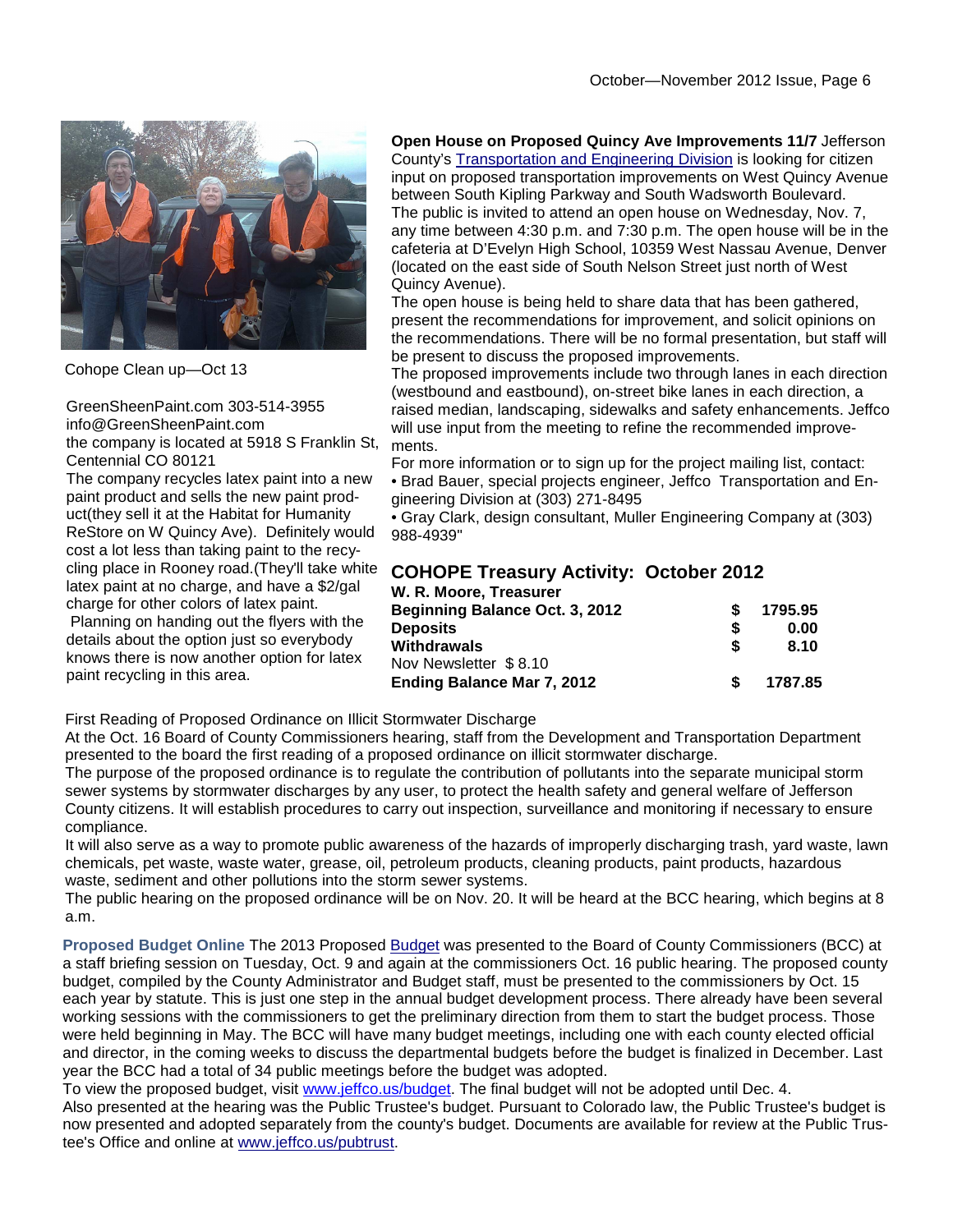Cohope Clean up—Oct 13

GreenSheenPaint.com 303-514-3955
info@GreenSheenPaint.com
the company is located at 5918 S Franklin St, Centennial CO 80121
The company recycles latex paint into a new paint product and sells the new paint product(they sell it at the Habitat for Humanity ReStore on W Quincy Ave). Definitely would cost a lot less than taking paint to the recycling place in Rooney road.(They'll take white latex paint at no charge, and have a $2/gal charge for other colors of latex paint.
Planning on handing out the flyers with the details about the option just so everybody knows there is now another option for latex paint recycling in this area.

**Open House on Proposed Quincy Ave Improvements 11/7** Jefferson County's Transportation and Engineering Division is looking for citizen input on proposed transportation improvements on West Quincy Avenue between South Kipling Parkway and South Wadsworth Boulevard.
The public is invited to attend an open house on Wednesday, Nov. 7, any time between 4:30 p.m. and 7:30 p.m. The open house will be in the cafeteria at D'Evelyn High School, 10359 West Nassau Avenue, Denver (located on the east side of South Nelson Street just north of West Quincy Avenue).
The open house is being held to share data that has been gathered, present the recommendations for improvement, and solicit opinions on the recommendations. There will be no formal presentation, but staff will be present to discuss the proposed improvements.
The proposed improvements include two through lanes in each direction (westbound and eastbound), on-street bike lanes in each direction, a raised median, landscaping, sidewalks and safety enhancements. Jeffco will use input from the meeting to refine the recommended improvements.
For more information or to sign up for the project mailing list, contact:
• Brad Bauer, special projects engineer, Jeffco Transportation and Engineering Division at (303) 271-8495
• Gray Clark, design consultant, Muller Engineering Company at (303) 988-4939"

## COHOPE Treasury Activity: October 2012

**W. R. Moore, Treasurer**

| | | |
|---|---|---|
| **Beginning Balance Oct. 3, 2012** | **$** | **1795.95** |
| **Deposits** | **$** | **0.00** |
| **Withdrawals** | **$** | **8.10** |
| Nov Newsletter $ 8.10 | | |
| **Ending Balance Mar 7, 2012** | **$** | **1787.85** |

First Reading of Proposed Ordinance on Illicit Stormwater Discharge
At the Oct. 16 Board of County Commissioners hearing, staff from the Development and Transportation Department presented to the board the first reading of a proposed ordinance on illicit stormwater discharge.
The purpose of the proposed ordinance is to regulate the contribution of pollutants into the separate municipal storm sewer systems by stormwater discharges by any user, to protect the health safety and general welfare of Jefferson County citizens. It will establish procedures to carry out inspection, surveillance and monitoring if necessary to ensure compliance.
It will also serve as a way to promote public awareness of the hazards of improperly discharging trash, yard waste, lawn chemicals, pet waste, waste water, grease, oil, petroleum products, cleaning products, paint products, hazardous waste, sediment and other pollutions into the storm sewer systems.
The public hearing on the proposed ordinance will be on Nov. 20. It will be heard at the BCC hearing, which begins at 8 a.m.

**Proposed Budget Online** The 2013 Proposed Budget was presented to the Board of County Commissioners (BCC) at a staff briefing session on Tuesday, Oct. 9 and again at the commissioners Oct. 16 public hearing. The proposed county budget, compiled by the County Administrator and Budget staff, must be presented to the commissioners by Oct. 15 each year by statute. This is just one step in the annual budget development process. There already have been several working sessions with the commissioners to get the preliminary direction from them to start the budget process. Those were held beginning in May. The BCC will have many budget meetings, including one with each county elected official and director, in the coming weeks to discuss the departmental budgets before the budget is finalized in December. Last year the BCC had a total of 34 public meetings before the budget was adopted.
To view the proposed budget, visit www.jeffco.us/budget. The final budget will not be adopted until Dec. 4.
Also presented at the hearing was the Public Trustee's budget. Pursuant to Colorado law, the Public Trustee's budget is now presented and adopted separately from the county's budget. Documents are available for review at the Public Trustee's Office and online at www.jeffco.us/pubtrust.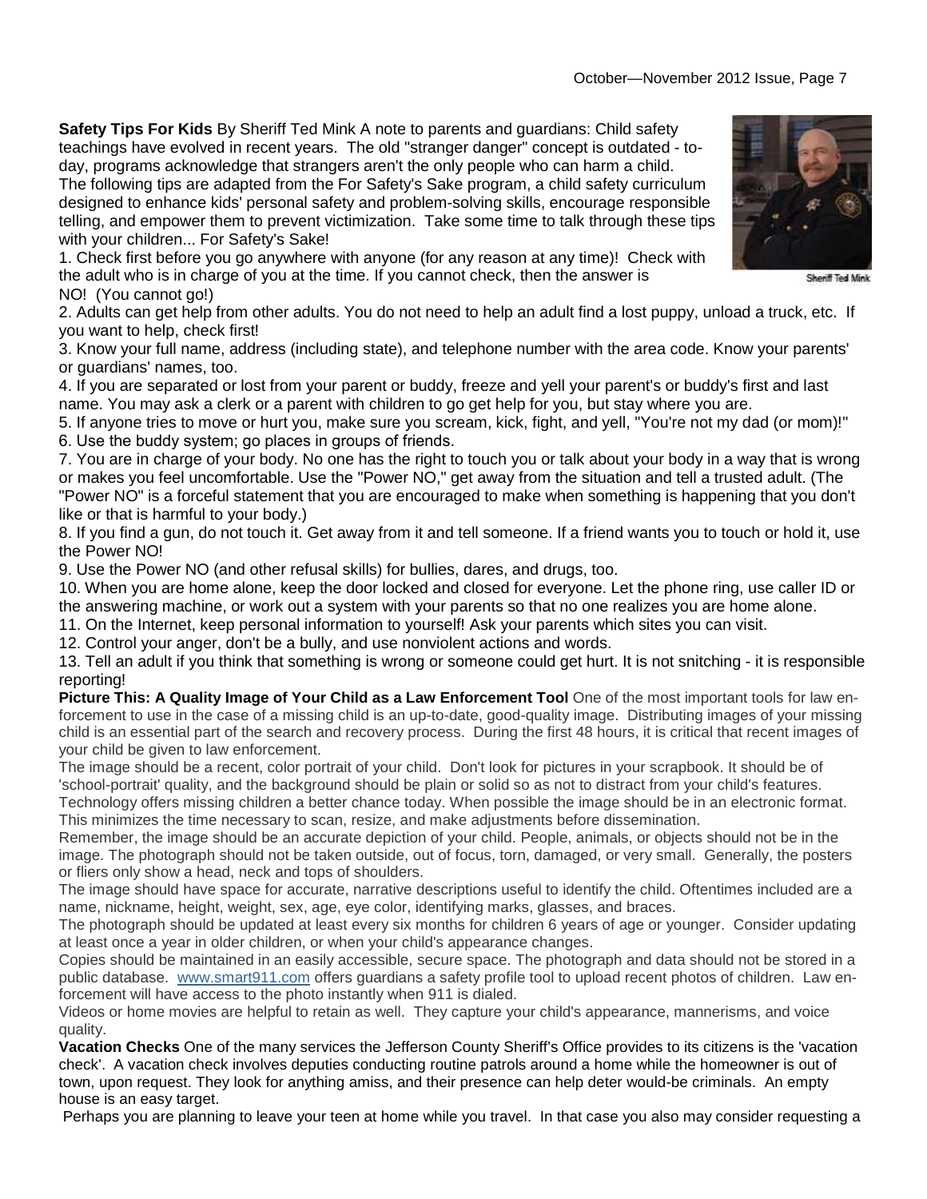**Safety Tips For Kids** By Sheriff Ted Mink A note to parents and guardians: Child safety teachings have evolved in recent years. The old "stranger danger" concept is outdated - today, programs acknowledge that strangers aren't the only people who can harm a child. The following tips are adapted from the For Safety's Sake program, a child safety curriculum designed to enhance kids' personal safety and problem-solving skills, encourage responsible telling, and empower them to prevent victimization. Take some time to talk through these tips with your children... For Safety's Sake!

Sheriff Ted Mink

1. Check first before you go anywhere with anyone (for any reason at any time)! Check with the adult who is in charge of you at the time. If you cannot check, then the answer is NO! (You cannot go!)
2. Adults can get help from other adults. You do not need to help an adult find a lost puppy, unload a truck, etc. If you want to help, check first!
3. Know your full name, address (including state), and telephone number with the area code. Know your parents' or guardians' names, too.
4. If you are separated or lost from your parent or buddy, freeze and yell your parent's or buddy's first and last name. You may ask a clerk or a parent with children to go get help for you, but stay where you are.
5. If anyone tries to move or hurt you, make sure you scream, kick, fight, and yell, "You're not my dad (or mom)!"
6. Use the buddy system; go places in groups of friends.
7. You are in charge of your body. No one has the right to touch you or talk about your body in a way that is wrong or makes you feel uncomfortable. Use the "Power NO," get away from the situation and tell a trusted adult. (The "Power NO" is a forceful statement that you are encouraged to make when something is happening that you don't like or that is harmful to your body.)
8. If you find a gun, do not touch it. Get away from it and tell someone. If a friend wants you to touch or hold it, use the Power NO!
9. Use the Power NO (and other refusal skills) for bullies, dares, and drugs, too.
10. When you are home alone, keep the door locked and closed for everyone. Let the phone ring, use caller ID or the answering machine, or work out a system with your parents so that no one realizes you are home alone.
11. On the Internet, keep personal information to yourself! Ask your parents which sites you can visit.
12. Control your anger, don't be a bully, and use nonviolent actions and words.
13. Tell an adult if you think that something is wrong or someone could get hurt. It is not snitching - it is responsible reporting!

**Picture This: A Quality Image of Your Child as a Law Enforcement Tool** One of the most important tools for law enforcement to use in the case of a missing child is an up-to-date, good-quality image. Distributing images of your missing child is an essential part of the search and recovery process. During the first 48 hours, it is critical that recent images of your child be given to law enforcement.

The image should be a recent, color portrait of your child. Don't look for pictures in your scrapbook. It should be of 'school-portrait' quality, and the background should be plain or solid so as not to distract from your child's features.

Technology offers missing children a better chance today. When possible the image should be in an electronic format. This minimizes the time necessary to scan, resize, and make adjustments before dissemination.

Remember, the image should be an accurate depiction of your child. People, animals, or objects should not be in the image. The photograph should not be taken outside, out of focus, torn, damaged, or very small. Generally, the posters or fliers only show a head, neck and tops of shoulders.

The image should have space for accurate, narrative descriptions useful to identify the child. Oftentimes included are a name, nickname, height, weight, sex, age, eye color, identifying marks, glasses, and braces.

The photograph should be updated at least every six months for children 6 years of age or younger. Consider updating at least once a year in older children, or when your child's appearance changes.

Copies should be maintained in an easily accessible, secure space. The photograph and data should not be stored in a public database. www.smart911.com offers guardians a safety profile tool to upload recent photos of children. Law enforcement will have access to the photo instantly when 911 is dialed.

Videos or home movies are helpful to retain as well. They capture your child's appearance, mannerisms, and voice quality.

**Vacation Checks** One of the many services the Jefferson County Sheriff's Office provides to its citizens is the 'vacation check'. A vacation check involves deputies conducting routine patrols around a home while the homeowner is out of town, upon request. They look for anything amiss, and their presence can help deter would-be criminals. An empty house is an easy target.

Perhaps you are planning to leave your teen at home while you travel. In that case you also may consider requesting a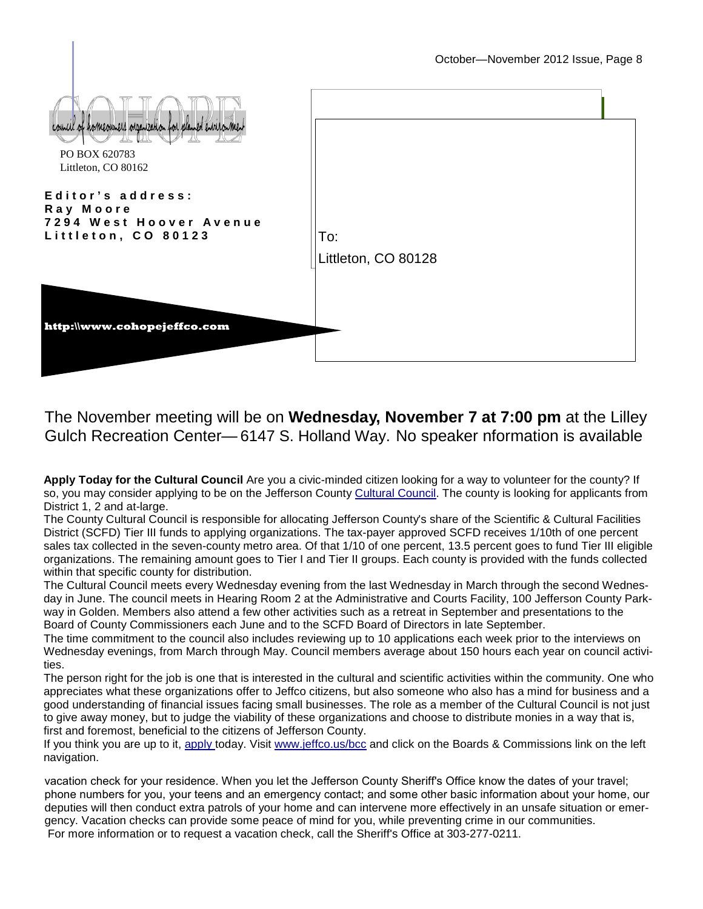COHOPE

council of homeowners organization for planned environment

PO BOX 620783
Littleton, CO 80162

**Editor's address:**
**Ray Moore**
**7294 West Hoover Avenue**
**Littleton, CO 80123**

**http:\\www.cohopejeffco.com**

To:

Littleton, CO 80128

The November meeting will be on **Wednesday, November 7 at 7:00 pm** at the Lilley Gulch Recreation Center— 6147 S. Holland Way. No speaker nformation is available

**Apply Today for the Cultural Council** Are you a civic-minded citizen looking for a way to volunteer for the county? If so, you may consider applying to be on the Jefferson County Cultural Council. The county is looking for applicants from District 1, 2 and at-large.

The County Cultural Council is responsible for allocating Jefferson County's share of the Scientific & Cultural Facilities District (SCFD) Tier III funds to applying organizations. The tax-payer approved SCFD receives 1/10th of one percent sales tax collected in the seven-county metro area. Of that 1/10 of one percent, 13.5 percent goes to fund Tier III eligible organizations. The remaining amount goes to Tier I and Tier II groups. Each county is provided with the funds collected within that specific county for distribution.

The Cultural Council meets every Wednesday evening from the last Wednesday in March through the second Wednesday in June. The council meets in Hearing Room 2 at the Administrative and Courts Facility, 100 Jefferson County Parkway in Golden. Members also attend a few other activities such as a retreat in September and presentations to the Board of County Commissioners each June and to the SCFD Board of Directors in late September.

The time commitment to the council also includes reviewing up to 10 applications each week prior to the interviews on Wednesday evenings, from March through May. Council members average about 150 hours each year on council activities.

The person right for the job is one that is interested in the cultural and scientific activities within the community. One who appreciates what these organizations offer to Jeffco citizens, but also someone who also has a mind for business and a good understanding of financial issues facing small businesses. The role as a member of the Cultural Council is not just to give away money, but to judge the viability of these organizations and choose to distribute monies in a way that is, first and foremost, beneficial to the citizens of Jefferson County.

If you think you are up to it, apply today. Visit www.jeffco.us/bcc and click on the Boards & Commissions link on the left navigation.

vacation check for your residence. When you let the Jefferson County Sheriff's Office know the dates of your travel; phone numbers for you, your teens and an emergency contact; and some other basic information about your home, our deputies will then conduct extra patrols of your home and can intervene more effectively in an unsafe situation or emergency. Vacation checks can provide some peace of mind for you, while preventing crime in our communities.

For more information or to request a vacation check, call the Sheriff's Office at 303-277-0211.